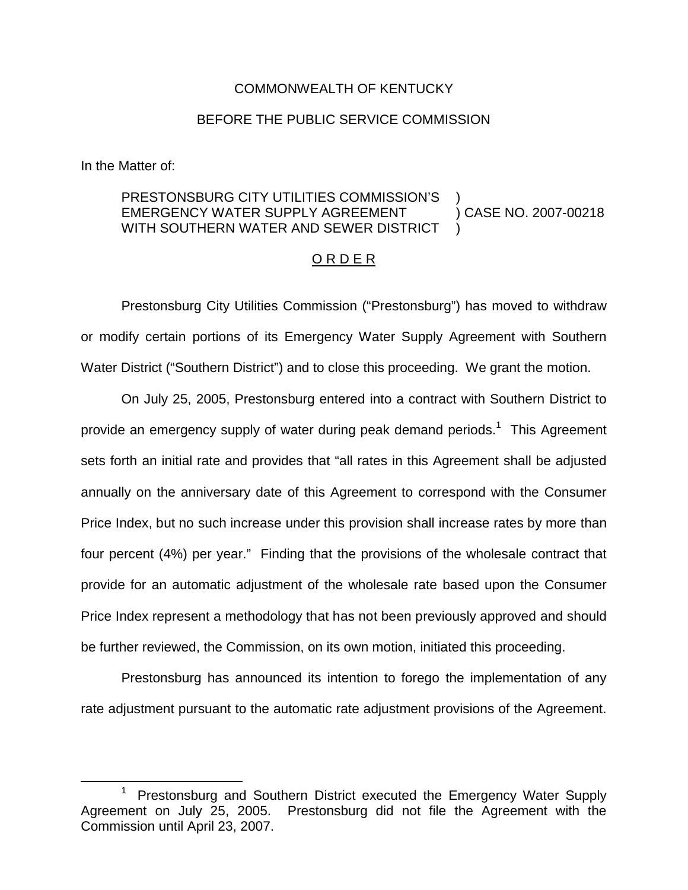COMMONWEALTH OF KENTUCKY

BEFORE THE PUBLIC SERVICE COMMISSION

In the Matter of:

PRESTONSBURG CITY UTILITIES COMMISSION'S )
EMERGENCY WATER SUPPLY AGREEMENT ) CASE NO. 2007-00218
WITH SOUTHERN WATER AND SEWER DISTRICT )

## O R D E R

Prestonsburg City Utilities Commission ("Prestonsburg") has moved to withdraw or modify certain portions of its Emergency Water Supply Agreement with Southern Water District ("Southern District") and to close this proceeding. We grant the motion.

On July 25, 2005, Prestonsburg entered into a contract with Southern District to provide an emergency supply of water during peak demand periods.[1] This Agreement sets forth an initial rate and provides that "all rates in this Agreement shall be adjusted annually on the anniversary date of this Agreement to correspond with the Consumer Price Index, but no such increase under this provision shall increase rates by more than four percent (4%) per year." Finding that the provisions of the wholesale contract that provide for an automatic adjustment of the wholesale rate based upon the Consumer Price Index represent a methodology that has not been previously approved and should be further reviewed, the Commission, on its own motion, initiated this proceeding.

Prestonsburg has announced its intention to forego the implementation of any rate adjustment pursuant to the automatic rate adjustment provisions of the Agreement.

[1] Prestonsburg and Southern District executed the Emergency Water Supply Agreement on July 25, 2005. Prestonsburg did not file the Agreement with the Commission until April 23, 2007.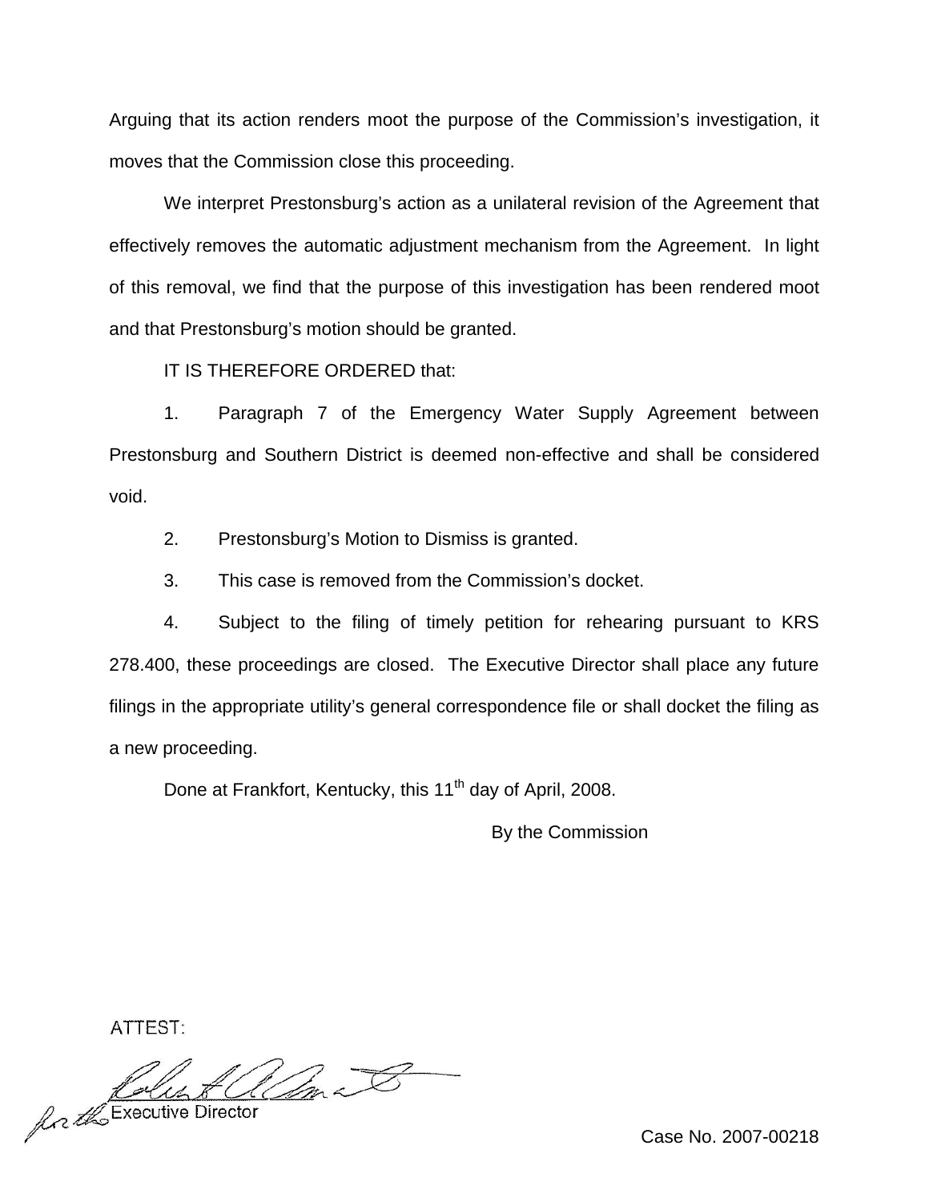Arguing that its action renders moot the purpose of the Commission's investigation, it moves that the Commission close this proceeding.

We interpret Prestonsburg's action as a unilateral revision of the Agreement that effectively removes the automatic adjustment mechanism from the Agreement. In light of this removal, we find that the purpose of this investigation has been rendered moot and that Prestonsburg's motion should be granted.

IT IS THEREFORE ORDERED that:

1. Paragraph 7 of the Emergency Water Supply Agreement between Prestonsburg and Southern District is deemed non-effective and shall be considered void.

2. Prestonsburg's Motion to Dismiss is granted.

3. This case is removed from the Commission's docket.

4. Subject to the filing of timely petition for rehearing pursuant to KRS 278.400, these proceedings are closed. The Executive Director shall place any future filings in the appropriate utility's general correspondence file or shall docket the filing as a new proceeding.

Done at Frankfort, Kentucky, this 11th day of April, 2008.

By the Commission

ATTEST:

for the Executive Director

Case No. 2007-00218